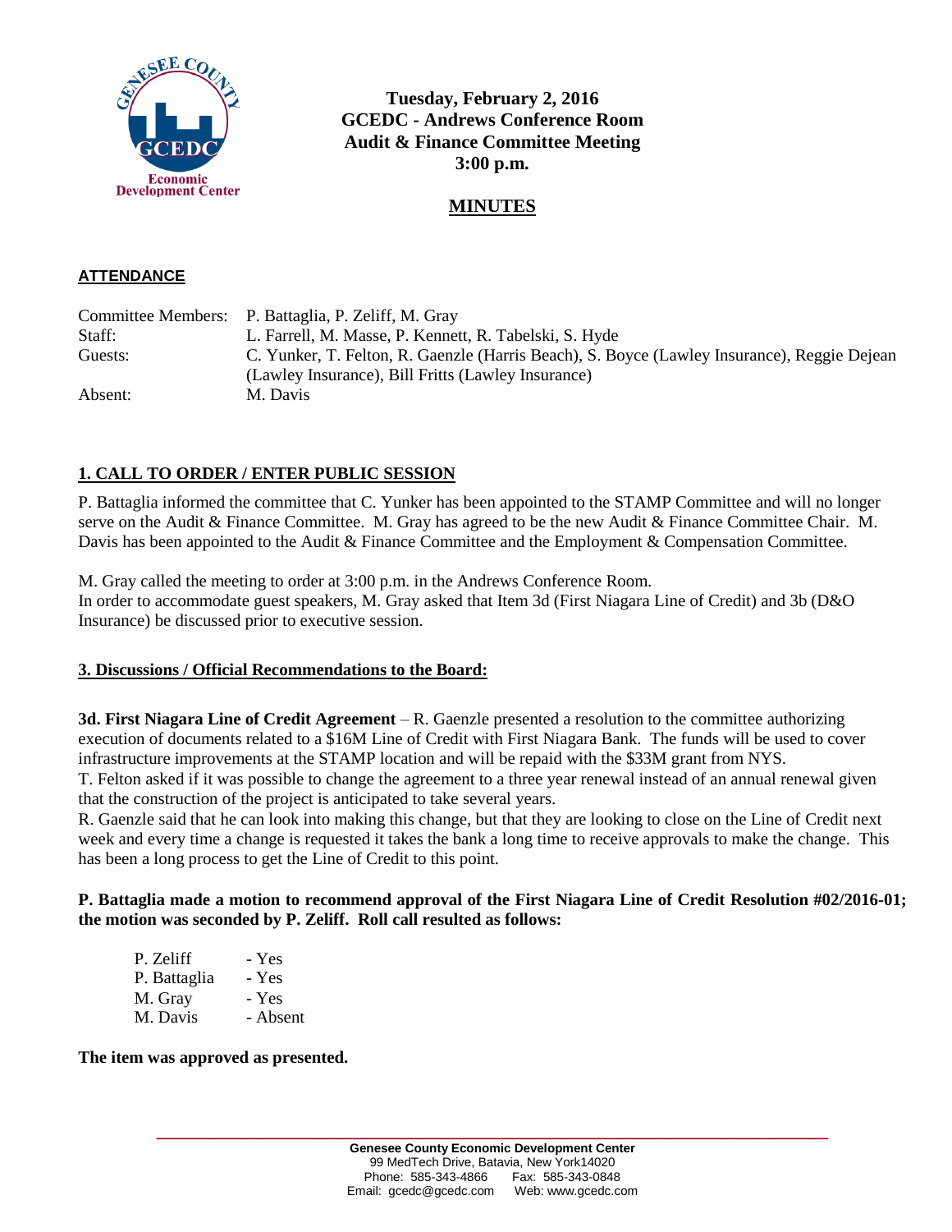**Tuesday, February 2, 2016**
**GCEDC - Andrews Conference Room**
**Audit & Finance Committee Meeting**
**3:00 p.m.**

## MINUTES

### ATTENDANCE

| | |
|---|---|
| Committee Members: | P. Battaglia, P. Zeliff, M. Gray |
| Staff: | L. Farrell, M. Masse, P. Kennett, R. Tabelski, S. Hyde |
| Guests: | C. Yunker, T. Felton, R. Gaenzle (Harris Beach), S. Boyce (Lawley Insurance), Reggie Dejean (Lawley Insurance), Bill Fritts (Lawley Insurance) |
| Absent: | M. Davis |

### 1. CALL TO ORDER / ENTER PUBLIC SESSION

P. Battaglia informed the committee that C. Yunker has been appointed to the STAMP Committee and will no longer serve on the Audit & Finance Committee. M. Gray has agreed to be the new Audit & Finance Committee Chair. M. Davis has been appointed to the Audit & Finance Committee and the Employment & Compensation Committee.

M. Gray called the meeting to order at 3:00 p.m. in the Andrews Conference Room.
In order to accommodate guest speakers, M. Gray asked that Item 3d (First Niagara Line of Credit) and 3b (D&O Insurance) be discussed prior to executive session.

### 3. Discussions / Official Recommendations to the Board:

**3d. First Niagara Line of Credit Agreement** – R. Gaenzle presented a resolution to the committee authorizing execution of documents related to a $16M Line of Credit with First Niagara Bank. The funds will be used to cover infrastructure improvements at the STAMP location and will be repaid with the $33M grant from NYS.
T. Felton asked if it was possible to change the agreement to a three year renewal instead of an annual renewal given that the construction of the project is anticipated to take several years.
R. Gaenzle said that he can look into making this change, but that they are looking to close on the Line of Credit next week and every time a change is requested it takes the bank a long time to receive approvals to make the change. This has been a long process to get the Line of Credit to this point.

**P. Battaglia made a motion to recommend approval of the First Niagara Line of Credit Resolution #02/2016-01; the motion was seconded by P. Zeliff. Roll call resulted as follows:**

| | |
|---|---|
| P. Zeliff | - Yes |
| P. Battaglia | - Yes |
| M. Gray | - Yes |
| M. Davis | - Absent |

**The item was approved as presented.**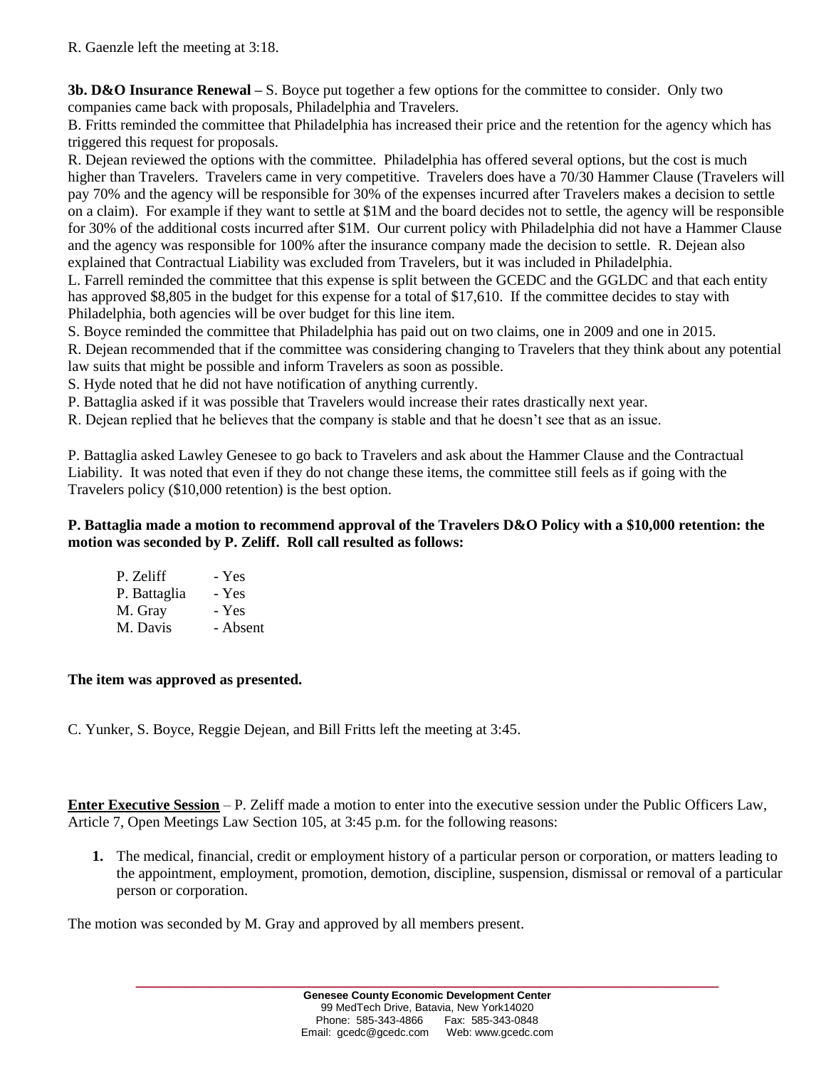R. Gaenzle left the meeting at 3:18.

**3b. D&O Insurance Renewal –** S. Boyce put together a few options for the committee to consider. Only two companies came back with proposals, Philadelphia and Travelers.

B. Fritts reminded the committee that Philadelphia has increased their price and the retention for the agency which has triggered this request for proposals.

R. Dejean reviewed the options with the committee. Philadelphia has offered several options, but the cost is much higher than Travelers. Travelers came in very competitive. Travelers does have a 70/30 Hammer Clause (Travelers will pay 70% and the agency will be responsible for 30% of the expenses incurred after Travelers makes a decision to settle on a claim). For example if they want to settle at $1M and the board decides not to settle, the agency will be responsible for 30% of the additional costs incurred after $1M. Our current policy with Philadelphia did not have a Hammer Clause and the agency was responsible for 100% after the insurance company made the decision to settle. R. Dejean also explained that Contractual Liability was excluded from Travelers, but it was included in Philadelphia.

L. Farrell reminded the committee that this expense is split between the GCEDC and the GGLDC and that each entity has approved $8,805 in the budget for this expense for a total of $17,610. If the committee decides to stay with Philadelphia, both agencies will be over budget for this line item.

S. Boyce reminded the committee that Philadelphia has paid out on two claims, one in 2009 and one in 2015.

R. Dejean recommended that if the committee was considering changing to Travelers that they think about any potential law suits that might be possible and inform Travelers as soon as possible.

S. Hyde noted that he did not have notification of anything currently.

P. Battaglia asked if it was possible that Travelers would increase their rates drastically next year.

R. Dejean replied that he believes that the company is stable and that he doesn't see that as an issue.

P. Battaglia asked Lawley Genesee to go back to Travelers and ask about the Hammer Clause and the Contractual Liability. It was noted that even if they do not change these items, the committee still feels as if going with the Travelers policy ($10,000 retention) is the best option.

**P. Battaglia made a motion to recommend approval of the Travelers D&O Policy with a $10,000 retention: the motion was seconded by P. Zeliff. Roll call resulted as follows:**

| | |
|---|---|
| P. Zeliff | - Yes |
| P. Battaglia | - Yes |
| M. Gray | - Yes |
| M. Davis | - Absent |

**The item was approved as presented.**

C. Yunker, S. Boyce, Reggie Dejean, and Bill Fritts left the meeting at 3:45.

**Enter Executive Session** – P. Zeliff made a motion to enter into the executive session under the Public Officers Law, Article 7, Open Meetings Law Section 105, at 3:45 p.m. for the following reasons:

1. The medical, financial, credit or employment history of a particular person or corporation, or matters leading to the appointment, employment, promotion, demotion, discipline, suspension, dismissal or removal of a particular person or corporation.

The motion was seconded by M. Gray and approved by all members present.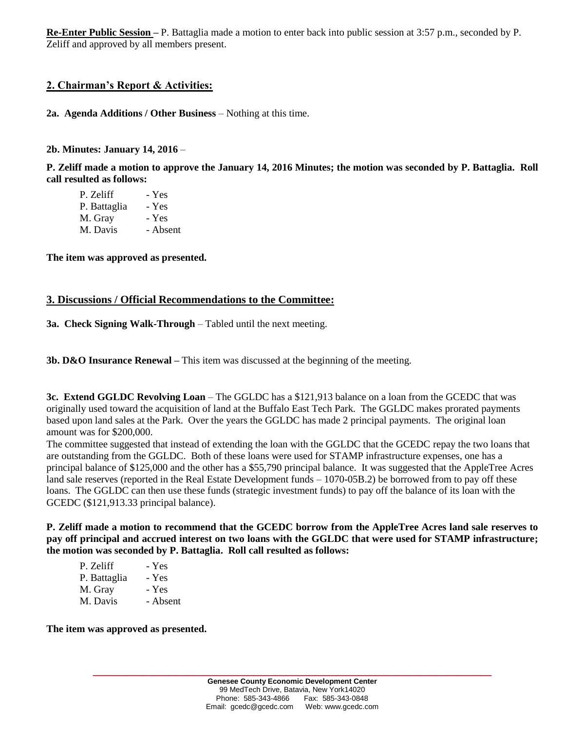**Re-Enter Public Session** – P. Battaglia made a motion to enter back into public session at 3:57 p.m., seconded by P. Zeliff and approved by all members present.

## 2. Chairman's Report & Activities:

**2a. Agenda Additions / Other Business** – Nothing at this time.

**2b. Minutes: January 14, 2016** –

**P. Zeliff made a motion to approve the January 14, 2016 Minutes; the motion was seconded by P. Battaglia. Roll call resulted as follows:**

| | |
|---|---|
| P. Zeliff | - Yes |
| P. Battaglia | - Yes |
| M. Gray | - Yes |
| M. Davis | - Absent |

**The item was approved as presented.**

## 3. Discussions / Official Recommendations to the Committee:

**3a. Check Signing Walk-Through** – Tabled until the next meeting.

**3b. D&O Insurance Renewal** – This item was discussed at the beginning of the meeting.

**3c. Extend GGLDC Revolving Loan** – The GGLDC has a $121,913 balance on a loan from the GCEDC that was originally used toward the acquisition of land at the Buffalo East Tech Park. The GGLDC makes prorated payments based upon land sales at the Park. Over the years the GGLDC has made 2 principal payments. The original loan amount was for $200,000.

The committee suggested that instead of extending the loan with the GGLDC that the GCEDC repay the two loans that are outstanding from the GGLDC. Both of these loans were used for STAMP infrastructure expenses, one has a principal balance of $125,000 and the other has a $55,790 principal balance. It was suggested that the AppleTree Acres land sale reserves (reported in the Real Estate Development funds – 1070-05B.2) be borrowed from to pay off these loans. The GGLDC can then use these funds (strategic investment funds) to pay off the balance of its loan with the GCEDC ($121,913.33 principal balance).

**P. Zeliff made a motion to recommend that the GCEDC borrow from the AppleTree Acres land sale reserves to pay off principal and accrued interest on two loans with the GGLDC that were used for STAMP infrastructure; the motion was seconded by P. Battaglia. Roll call resulted as follows:**

| | |
|---|---|
| P. Zeliff | - Yes |
| P. Battaglia | - Yes |
| M. Gray | - Yes |
| M. Davis | - Absent |

**The item was approved as presented.**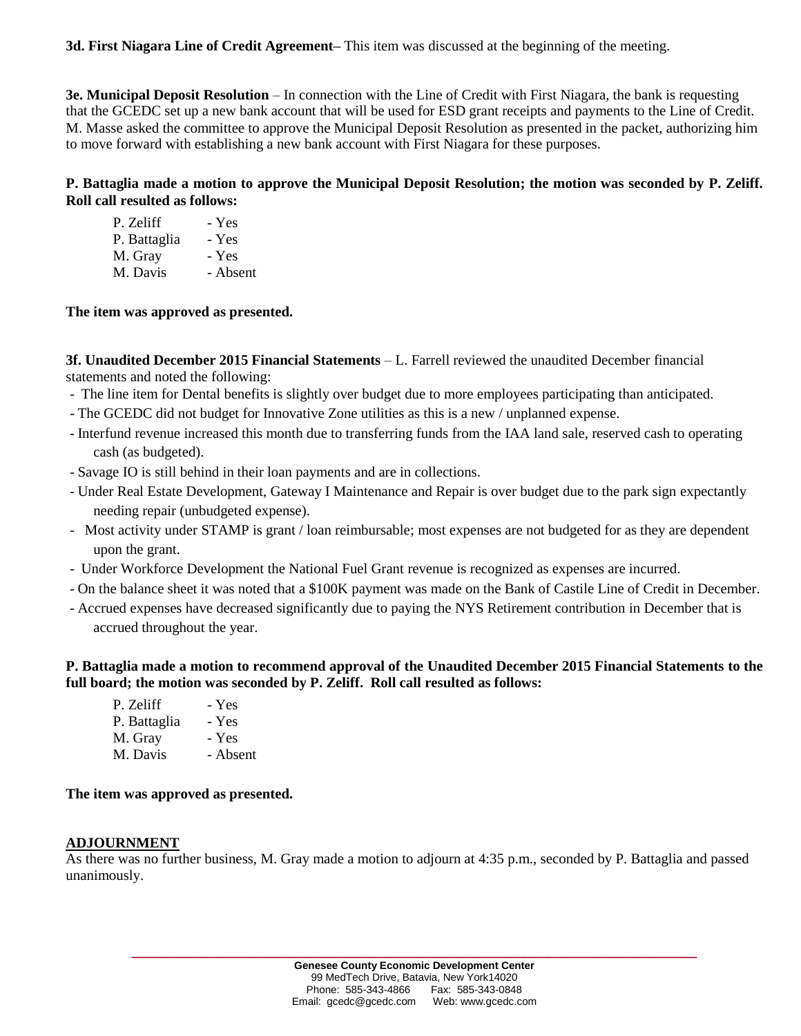**3d. First Niagara Line of Credit Agreement–** This item was discussed at the beginning of the meeting.

**3e. Municipal Deposit Resolution** – In connection with the Line of Credit with First Niagara, the bank is requesting that the GCEDC set up a new bank account that will be used for ESD grant receipts and payments to the Line of Credit. M. Masse asked the committee to approve the Municipal Deposit Resolution as presented in the packet, authorizing him to move forward with establishing a new bank account with First Niagara for these purposes.

**P. Battaglia made a motion to approve the Municipal Deposit Resolution; the motion was seconded by P. Zeliff. Roll call resulted as follows:**

| | |
|---|---|
| P. Zeliff | - Yes |
| P. Battaglia | - Yes |
| M. Gray | - Yes |
| M. Davis | - Absent |

**The item was approved as presented.**

**3f. Unaudited December 2015 Financial Statements** – L. Farrell reviewed the unaudited December financial statements and noted the following:

- The line item for Dental benefits is slightly over budget due to more employees participating than anticipated.
- The GCEDC did not budget for Innovative Zone utilities as this is a new / unplanned expense.
- Interfund revenue increased this month due to transferring funds from the IAA land sale, reserved cash to operating cash (as budgeted).
- Savage IO is still behind in their loan payments and are in collections.
- Under Real Estate Development, Gateway I Maintenance and Repair is over budget due to the park sign expectantly needing repair (unbudgeted expense).
- Most activity under STAMP is grant / loan reimbursable; most expenses are not budgeted for as they are dependent upon the grant.
- Under Workforce Development the National Fuel Grant revenue is recognized as expenses are incurred.
- On the balance sheet it was noted that a $100K payment was made on the Bank of Castile Line of Credit in December.
- Accrued expenses have decreased significantly due to paying the NYS Retirement contribution in December that is accrued throughout the year.

**P. Battaglia made a motion to recommend approval of the Unaudited December 2015 Financial Statements to the full board; the motion was seconded by P. Zeliff. Roll call resulted as follows:**

| | |
|---|---|
| P. Zeliff | - Yes |
| P. Battaglia | - Yes |
| M. Gray | - Yes |
| M. Davis | - Absent |

**The item was approved as presented.**

## ADJOURNMENT

As there was no further business, M. Gray made a motion to adjourn at 4:35 p.m., seconded by P. Battaglia and passed unanimously.